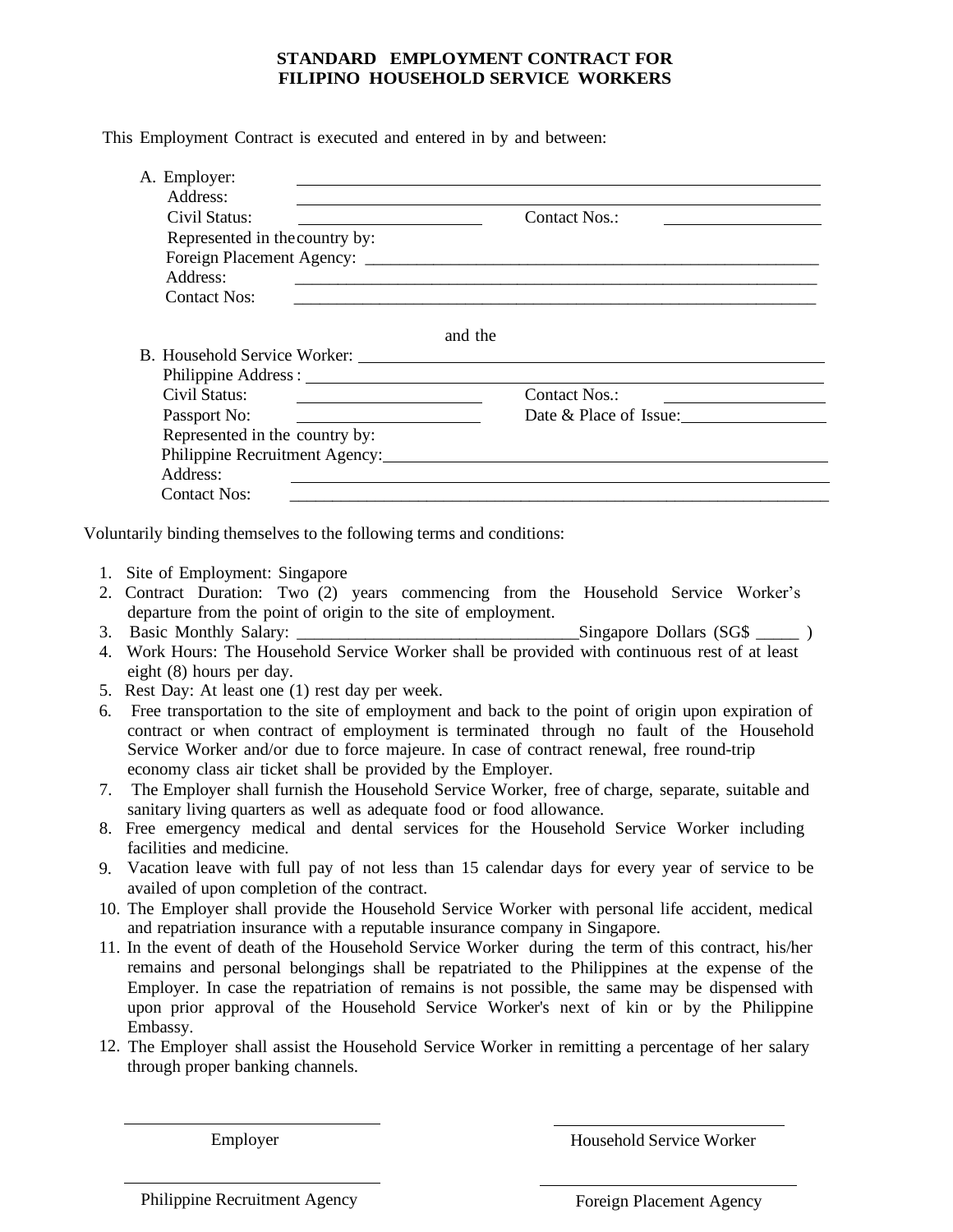# STANDARD EMPLOYMENT CONTRACT FOR FILIPINO HOUSEHOLD SERVICE WORKERS

This Employment Contract is executed and entered in by and between:

A. Employer: ______________________________

Address: ______________________________

Civil Status: ______________ Contact Nos.: ______________

Represented in the country by:

Foreign Placement Agency: ______________________________

Address: ______________________________

Contact Nos: ______________________________

and the

B. Household Service Worker: ______________________________

Philippine Address : ______________________________

Civil Status: ______________ Contact Nos.: ______________

Passport No: ______________ Date & Place of Issue: ______________

Represented in the country by:

Philippine Recruitment Agency: ______________________________

Address: ______________________________

Contact Nos: ______________________________

Voluntarily binding themselves to the following terms and conditions:

1. Site of Employment: Singapore
2. Contract Duration: Two (2) years commencing from the Household Service Worker's departure from the point of origin to the site of employment.
3. Basic Monthly Salary: ________________________________Singapore Dollars (SG$ _____ )
4. Work Hours: The Household Service Worker shall be provided with continuous rest of at least eight (8) hours per day.
5. Rest Day: At least one (1) rest day per week.
6. Free transportation to the site of employment and back to the point of origin upon expiration of contract or when contract of employment is terminated through no fault of the Household Service Worker and/or due to force majeure. In case of contract renewal, free round-trip economy class air ticket shall be provided by the Employer.
7. The Employer shall furnish the Household Service Worker, free of charge, separate, suitable and sanitary living quarters as well as adequate food or food allowance.
8. Free emergency medical and dental services for the Household Service Worker including facilities and medicine.
9. Vacation leave with full pay of not less than 15 calendar days for every year of service to be availed of upon completion of the contract.
10. The Employer shall provide the Household Service Worker with personal life accident, medical and repatriation insurance with a reputable insurance company in Singapore.
11. In the event of death of the Household Service Worker during the term of this contract, his/her remains and personal belongings shall be repatriated to the Philippines at the expense of the Employer. In case the repatriation of remains is not possible, the same may be dispensed with upon prior approval of the Household Service Worker's next of kin or by the Philippine Embassy.
12. The Employer shall assist the Household Service Worker in remitting a percentage of her salary through proper banking channels.

______________________________ Employer

______________________________ Household Service Worker

______________________________ Philippine Recruitment Agency

______________________________ Foreign Placement Agency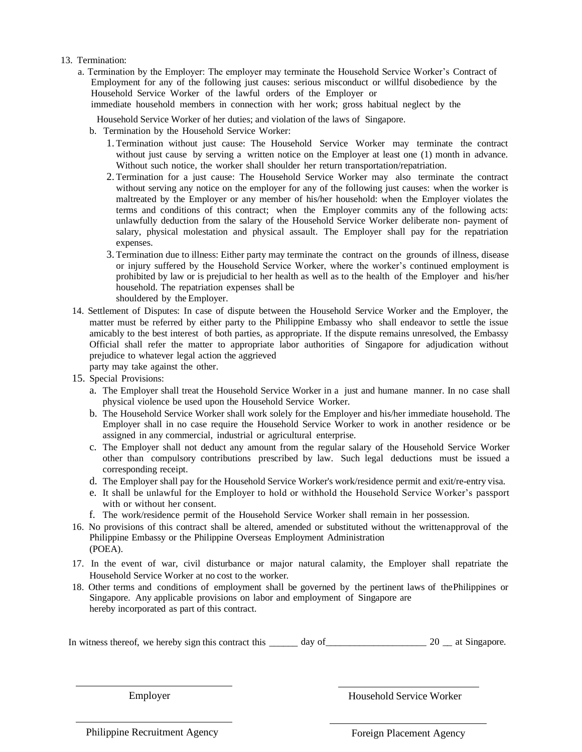13. Termination:
    a. Termination by the Employer: The employer may terminate the Household Service Worker's Contract of Employment for any of the following just causes: serious misconduct or willful disobedience by the Household Service Worker of the lawful orders of the Employer or immediate household members in connection with her work; gross habitual neglect by the Household Service Worker of her duties; and violation of the laws of Singapore.
    b. Termination by the Household Service Worker:
        1. Termination without just cause: The Household Service Worker may terminate the contract without just cause by serving a written notice on the Employer at least one (1) month in advance. Without such notice, the worker shall shoulder her return transportation/repatriation.
        2. Termination for a just cause: The Household Service Worker may also terminate the contract without serving any notice on the employer for any of the following just causes: when the worker is maltreated by the Employer or any member of his/her household: when the Employer violates the terms and conditions of this contract; when the Employer commits any of the following acts: unlawfully deduction from the salary of the Household Service Worker deliberate non- payment of salary, physical molestation and physical assault. The Employer shall pay for the repatriation expenses.
        3. Termination due to illness: Either party may terminate the contract on the grounds of illness, disease or injury suffered by the Household Service Worker, where the worker's continued employment is prohibited by law or is prejudicial to her health as well as to the health of the Employer and his/her household. The repatriation expenses shall be shouldered by the Employer.
14. Settlement of Disputes: In case of dispute between the Household Service Worker and the Employer, the matter must be referred by either party to the Philippine Embassy who shall endeavor to settle the issue amicably to the best interest of both parties, as appropriate. If the dispute remains unresolved, the Embassy Official shall refer the matter to appropriate labor authorities of Singapore for adjudication without prejudice to whatever legal action the aggrieved party may take against the other.
15. Special Provisions:
    a. The Employer shall treat the Household Service Worker in a just and humane manner. In no case shall physical violence be used upon the Household Service Worker.
    b. The Household Service Worker shall work solely for the Employer and his/her immediate household. The Employer shall in no case require the Household Service Worker to work in another residence or be assigned in any commercial, industrial or agricultural enterprise.
    c. The Employer shall not deduct any amount from the regular salary of the Household Service Worker other than compulsory contributions prescribed by law. Such legal deductions must be issued a corresponding receipt.
    d. The Employer shall pay for the Household Service Worker's work/residence permit and exit/re-entry visa.
    e. It shall be unlawful for the Employer to hold or withhold the Household Service Worker's passport with or without her consent.
    f. The work/residence permit of the Household Service Worker shall remain in her possession.
16. No provisions of this contract shall be altered, amended or substituted without the writtenapproval of the Philippine Embassy or the Philippine Overseas Employment Administration (POEA).
17. In the event of war, civil disturbance or major natural calamity, the Employer shall repatriate the Household Service Worker at no cost to the worker.
18. Other terms and conditions of employment shall be governed by the pertinent laws of thePhilippines or Singapore. Any applicable provisions on labor and employment of Singapore are hereby incorporated as part of this contract.

In witness thereof, we hereby sign this contract this ______ day of_____________________ 20 __ at Singapore.

______________________________ Employer

______________________________ Household Service Worker

______________________________ Philippine Recruitment Agency

______________________________ Foreign Placement Agency